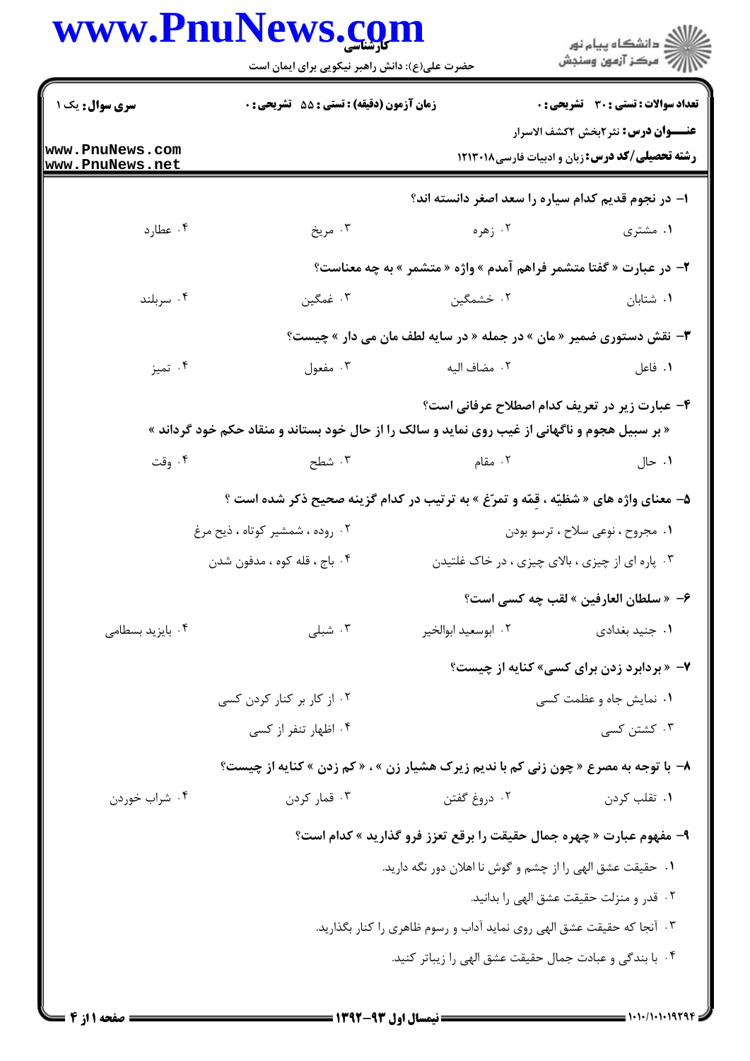**سری سوال:** یک ۱

**زمان آزمون (دقیقه) : تستی : ۵۵ تشریحی : ۰**

**تعداد سوالات : تستی : ۳۰ تشریحی : ۰**

**عنـــوان درس:** نثر۲بخش ۲کشف الاسرار

**رشته تحصیلی/کد درس:** زبان و ادبیات فارسی۱۲۱۳۰۱۸

۱- در نجوم قدیم کدام سیاره را سعد اصغر دانسته اند؟

۱. مشتری ۲. زهره ۳. مریخ ۴. عطارد

۲- در عبارت « گفتا متشمر فراهم آمدم » واژه « متشمر » به چه معناست؟

۱. شتابان ۲. خشمگین ۳. غمگین ۴. سربلند

۳- نقش دستوری ضمیر « مان » در جمله « در سایه لطف مان می دار » چیست؟

۱. فاعل ۲. مضاف الیه ۳. مفعول ۴. تمیز

۴- عبارت زیر در تعریف کدام اصطلاح عرفانی است؟

« بر سبیل هجوم و ناگهانی از غیب روی نماید و سالک را از حال خود بستاند و منقاد حکم خود گرداند »

۱. حال ۲. مقام ۳. شطح ۴. وقت

۵- معنای واژه های « شظیّه ، قِمّه و تمرّغ » به ترتیب در کدام گزینه صحیح ذکر شده است ؟

۱. مجروح ، نوعی سلاح ، ترسو بودن

۲. روده ، شمشیر کوتاه ، ذبح مرغ

۳. پاره ای از چیزی ، بالای چیزی ، در خاک غلتیدن

۴. باج ، قله کوه ، مدفون شدن

۶- « سلطان العارفین » لقب چه کسی است؟

۱. جنید بغدادی ۲. ابوسعید ابوالخیر ۳. شبلی ۴. بایزید بسطامی

۷- « بردابرد زدن برای کسی» کنایه از چیست؟

۱. نمایش جاه و عظمت کسی

۲. از کار بر کنار کردن کسی

۳. کشتن کسی

۴. اظهار تنفر از کسی

۸- با توجه به مصرع « چون زنی کم با ندیم زیرک هشیار زن » ، « کم زدن » کنایه از چیست؟

۱. تقلب کردن ۲. دروغ گفتن ۳. قمار کردن ۴. شراب خوردن

۹- مفهوم عبارت « چهره جمال حقیقت را برقع تعزز فرو گذارید » کدام است؟

۱. حقیقت عشق الهی را از چشم و گوش نا اهلان دور نگه دارید.

۲. قدر و منزلت حقیقت عشق الهی را بدانید.

۳. آنجا که حقیقت عشق الهی روی نماید آداب و رسوم ظاهری را کنار بگذارید.

۴. با بندگی و عبادت جمال حقیقت عشق الهی را زیباتر کنید.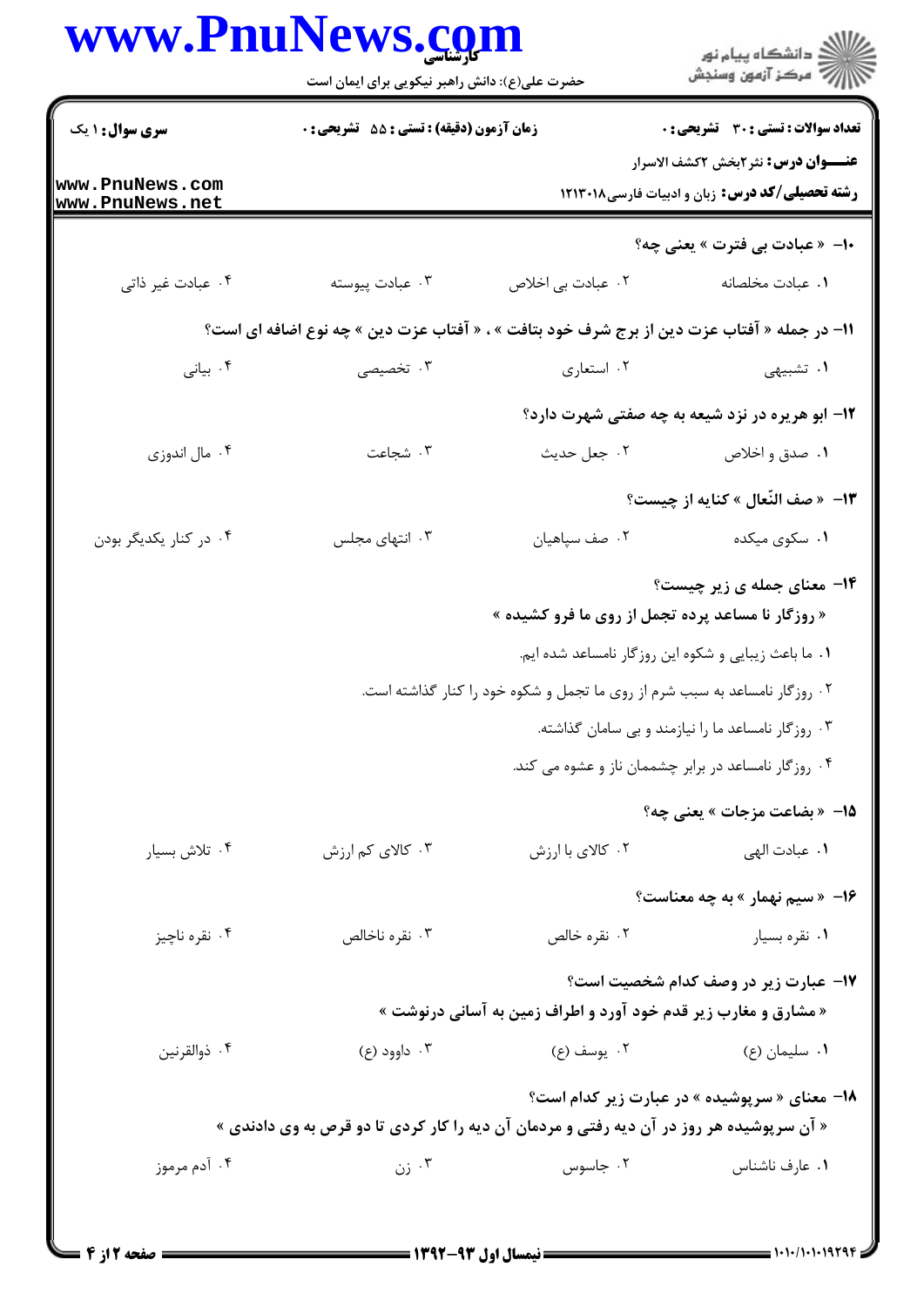**سری سوال:** ۱ یک | **زمان آزمون (دقیقه) : تستی :** ۵۵ **تشریحی :** ۰ | **تعداد سوالات : تستی :** ۳۰ **تشریحی :** ۰

**عنـــوان درس:** نثر۲بخش ۲کشف الاسرار

**رشته تحصیلی/کد درس:** زبان و ادبیات فارسی۱۲۱۳۰۱۸

**۱۰- « عبادت بی فترت » یعنی چه؟**

۱. عبادت مخلصانه　　۲. عبادت بی اخلاص　　۳. عبادت پیوسته　　۴. عبادت غیر ذاتی

**۱۱- در جمله « آفتاب عزت دین از برج شرف خود بتافت » ، « آفتاب عزت دین » چه نوع اضافه ای است؟**

۱. تشبیهی　　۲. استعاری　　۳. تخصیصی　　۴. بیانی

**۱۲- ابو هریره در نزد شیعه به چه صفتی شهرت دارد؟**

۱. صدق و اخلاص　　۲. جعل حدیث　　۳. شجاعت　　۴. مال اندوزی

**۱۳- « صف النّعال » کنایه از چیست؟**

۱. سکوی میکده　　۲. صف سپاهیان　　۳. انتهای مجلس　　۴. در کنار یکدیگر بودن

**۱۴- معنای جمله ی زیر چیست؟**

**« روزگار نا مساعد پرده تجمل از روی ما فرو کشیده »**

۱. ما باعث زیبایی و شکوه این روزگار نامساعد شده ایم.

۲. روزگار نامساعد به سبب شرم از روی ما تجمل و شکوه خود را کنار گذاشته است.

۳. روزگار نامساعد ما را نیازمند و بی سامان گذاشته.

۴. روزگار نامساعد در برابر چشممان ناز و عشوه می کند.

**۱۵- « بضاعت مزجات » یعنی چه؟**

۱. عبادت الهی　　۲. کالای با ارزش　　۳. کالای کم ارزش　　۴. تلاش بسیار

**۱۶- « سیم نبهار » به چه معناست؟**

۱. نقره بسیار　　۲. نقره خالص　　۳. نقره ناخالص　　۴. نقره ناچیز

**۱۷- عبارت زیر در وصف کدام شخصیت است؟**

**« مشارق و مغارب زیر قدم خود آورد و اطراف زمین به آسانی درنوشت »**

۱. سلیمان (ع)　　۲. یوسف (ع)　　۳. داوود (ع)　　۴. ذوالقرنین

**۱۸- معنای « سرپوشیده » در عبارت زیر کدام است؟**

**« آن سرپوشیده هر روز در آن دیه رفتی و مردمان آن دیه را کار کردی تا دو قرص به وی دادندی »**

۱. عارف ناشناس　　۲. جاسوس　　۳. زن　　۴. آدم مرموز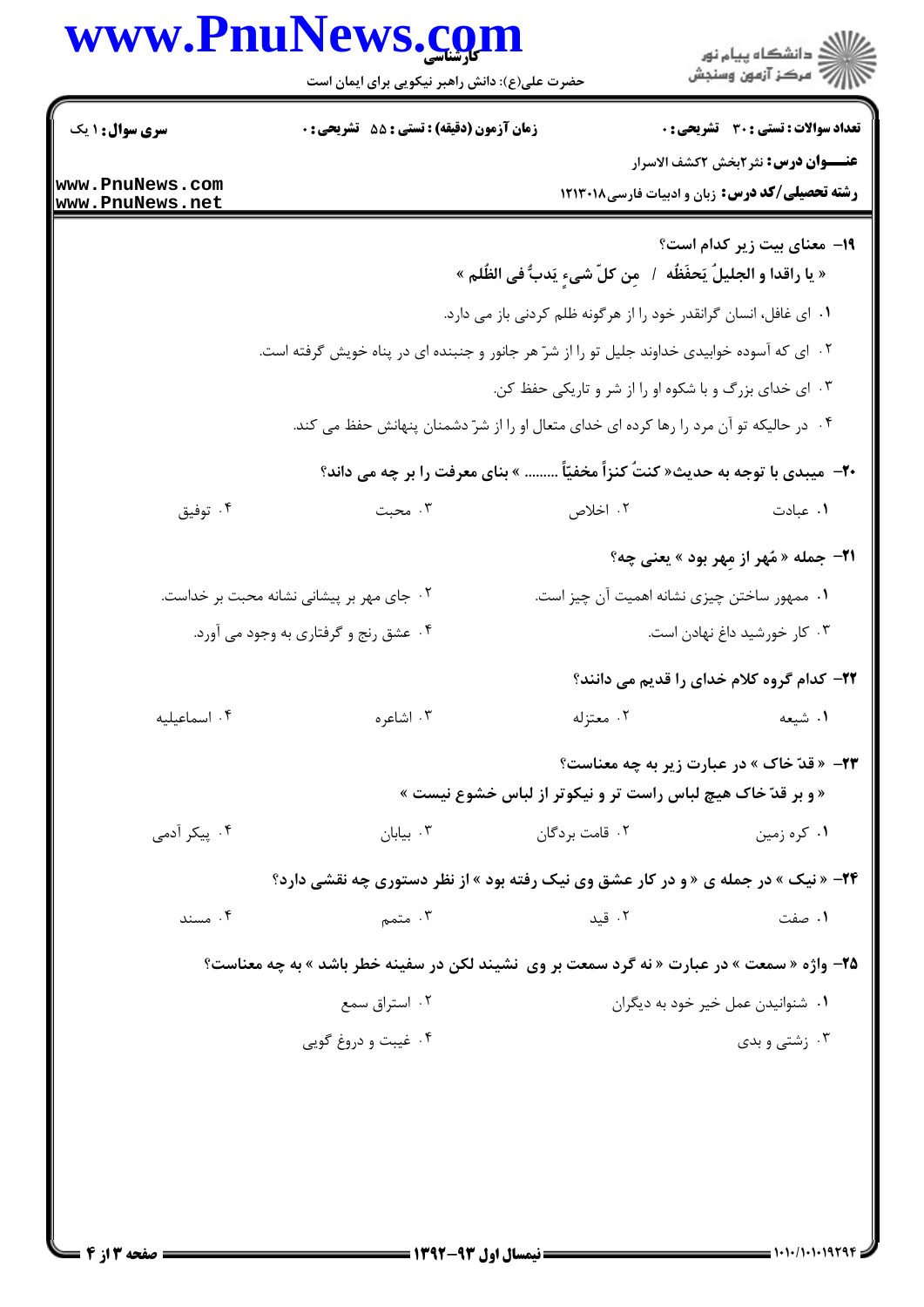۱۹- معنای بیت زیر کدام است؟

« یا راقدا و الجلیلُ یَحفَظُه / مِن کلّ شیءٍ یَدبُّ فی الظُّلم »

۱. ای غافل، انسان گرانقدر خود را از هرگونه ظلم کردنی باز می دارد.

۲. ای که آسوده خوابیدی خداوند جلیل تو را از شرّ هر جانور و جنبنده ای در پناه خویش گرفته است.

۳. ای خدای بزرگ و با شکوه او را از شر و تاریکی حفظ کن.

۴. در حالیکه تو آن مرد را رها کرده ای خدای متعال او را از شرّ دشمنان پنهانش حفظ می کند.

۲۰- میبدی با توجه به حدیث« کنتُ کنزاً مخفیّاً ......... » بنای معرفت را بر چه می داند؟

۱. عبادت
۲. اخلاص
۳. محبت
۴. توفیق

۲۱- جمله « مُهر از مِهر بود » یعنی چه؟

۱. ممهور ساختن چیزی نشانه اهمیت آن چیز است.
۲. جای مهر بر پیشانی نشانه محبت بر خداست.
۳. کار خورشید داغ نهادن است.
۴. عشق رنج و گرفتاری به وجود می آورد.

۲۲- کدام گروه کلام خدای را قدیم می دانند؟

۱. شیعه
۲. معتزله
۳. اشاعره
۴. اسماعیلیه

۲۳- « قدّ خاک » در عبارت زیر به چه معناست؟

« و بر قدّ خاک هیچ لباس راست تر و نیکوتر از لباس خشوع نیست »

۱. کره زمین
۲. قامت بردگان
۳. بیابان
۴. پیکر آدمی

۲۴- « نیک » در جمله ی « و در کار عشق وی نیک رفته بود » از نظر دستوری چه نقشی دارد؟

۱. صفت
۲. قید
۳. متمم
۴. مسند

۲۵- واژه « سمعت » در عبارت « نه گرد سمعت بر وی نشیند لکن در سفینه خطر باشد » به چه معناست؟

۱. شنوانیدن عمل خیر خود به دیگران
۲. استراق سمع
۳. زشتی و بدی
۴. غیبت و دروغ گویی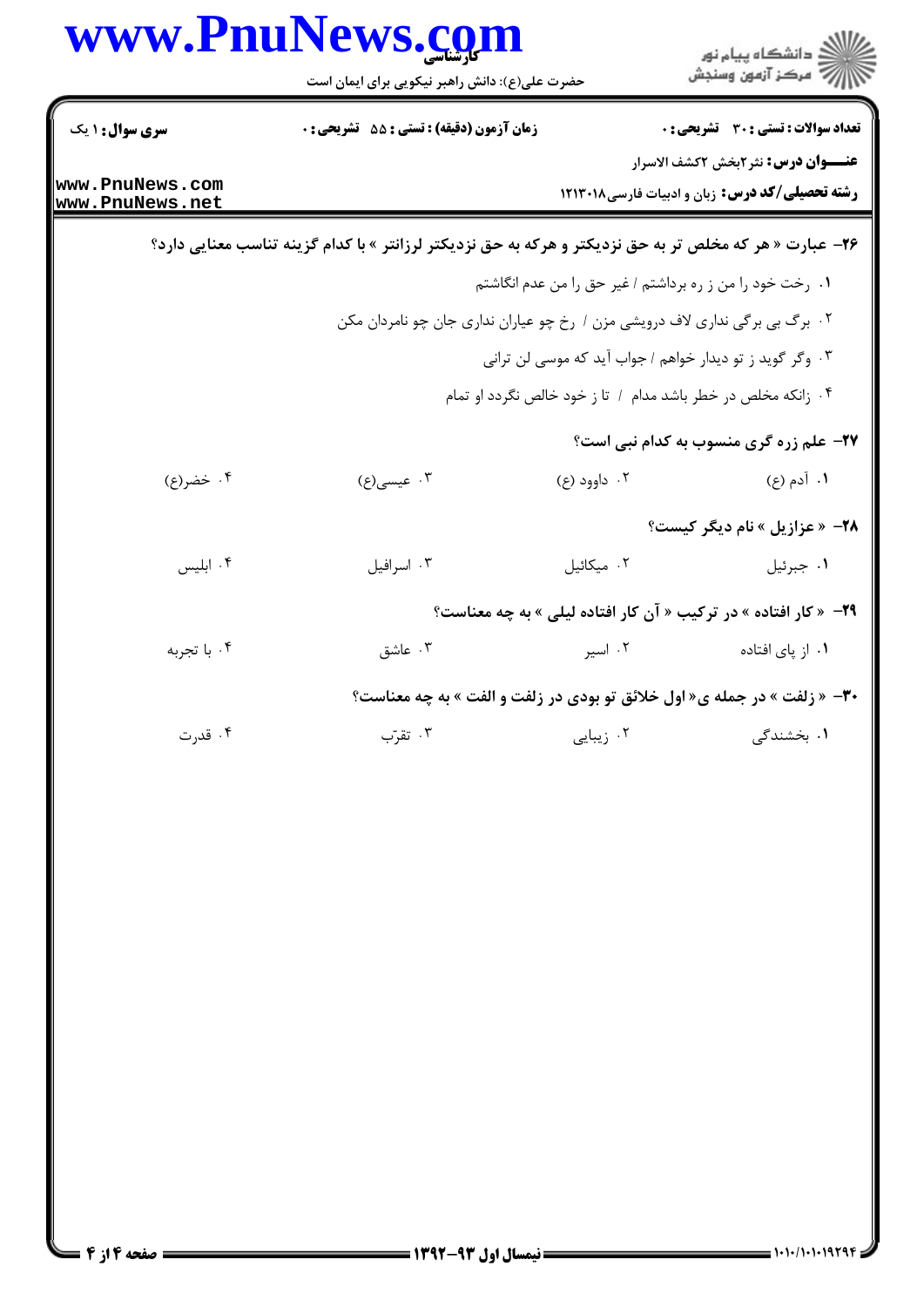۲۶- عبارت « هر که مخلص تر به حق نزدیکتر و هرکه به حق نزدیکتر لرزانتر » با کدام گزینه تناسب معنایی دارد؟

۱. رخت خود را من ز ره برداشتم / غیر حق را من عدم انگاشتم

۲. برگ بی برگی نداری لاف درویشی مزن / رخ چو عیاران نداری جان چو نامردان مکن

۳. وگر گوید ز تو دیدار خواهم / جواب آید که موسی لن ترانی

۴. زانکه مخلص در خطر باشد مدام / تا ز خود خالص نگردد او تمام

۲۷- علم زره گری منسوب به کدام نبی است؟

| | | | |
|---|---|---|---|
| ۱. آدم (ع) | ۲. داوود (ع) | ۳. عیسی(ع) | ۴. خضر(ع) |

۲۸- « عزازیل » نام دیگر کیست؟

| | | | |
|---|---|---|---|
| ۱. جبرئیل | ۲. میکائیل | ۳. اسرافیل | ۴. ابلیس |

۲۹- « کار افتاده » در ترکیب « آن کار افتاده لیلی » به چه معناست؟

| | | | |
|---|---|---|---|
| ۱. از پای افتاده | ۲. اسیر | ۳. عاشق | ۴. با تجربه |

۳۰- « زلفت » در جمله ی« اول خلائق تو بودی در زلفت و الفت » به چه معناست؟

| | | | |
|---|---|---|---|
| ۱. بخشندگی | ۲. زیبایی | ۳. تقرّب | ۴. قدرت |